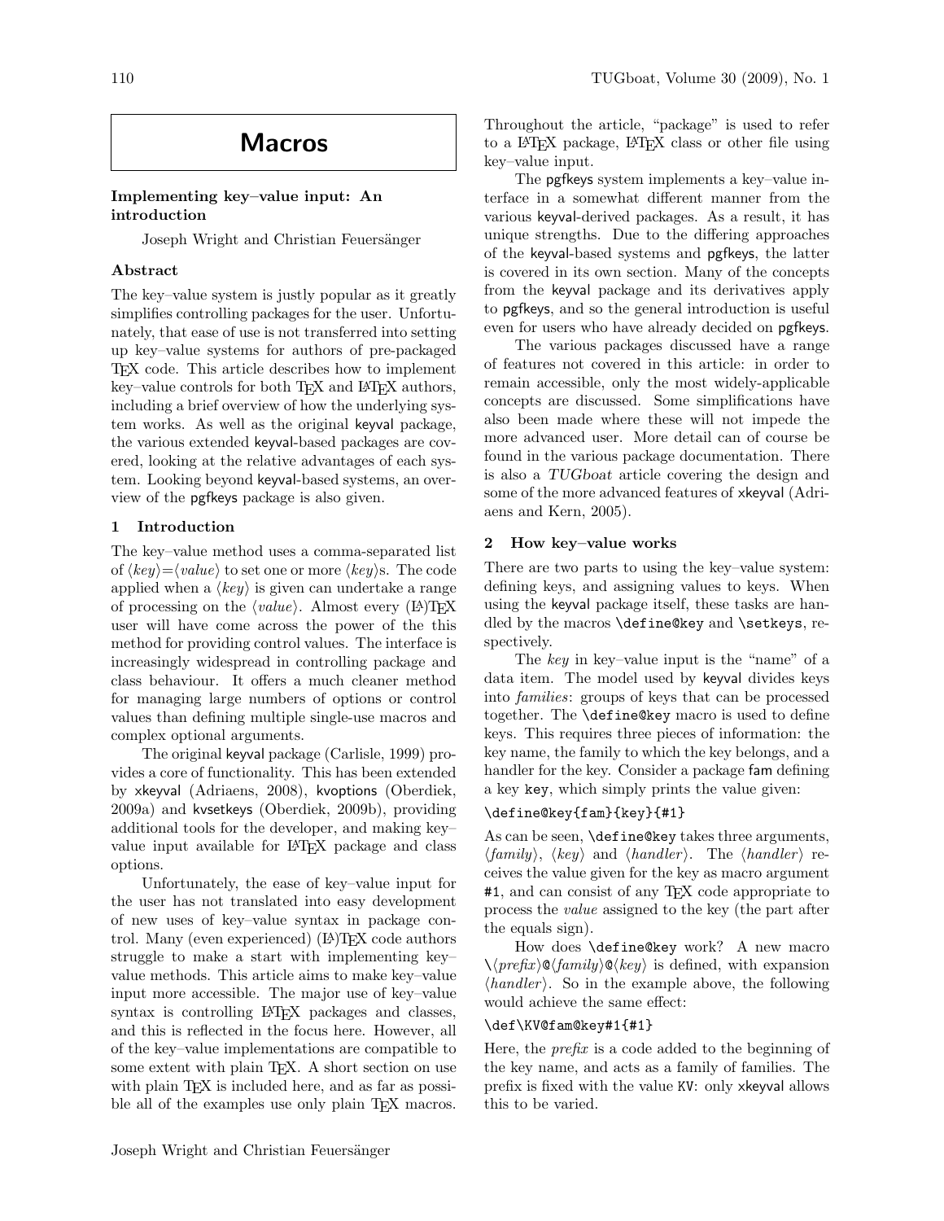# Macros

## Implementing key–value input: An introduction

Joseph Wright and Christian Feuersänger

### Abstract

The key–value system is justly popular as it greatly simplifies controlling packages for the user. Unfortunately, that ease of use is not transferred into setting up key–value systems for authors of pre-packaged TeX code. This article describes how to implement key–value controls for both TeX and LaTeX authors, including a brief overview of how the underlying system works. As well as the original keyval package, the various extended keyval-based packages are covered, looking at the relative advantages of each system. Looking beyond keyval-based systems, an overview of the pgfkeys package is also given.

### 1 Introduction

The key–value method uses a comma-separated list of ⟨*key*⟩=⟨*value*⟩ to set one or more ⟨*key*⟩s. The code applied when a ⟨*key*⟩ is given can undertake a range of processing on the ⟨*value*⟩. Almost every (LA)TeX user will have come across the power of the this method for providing control values. The interface is increasingly widespread in controlling package and class behaviour. It offers a much cleaner method for managing large numbers of options or control values than defining multiple single-use macros and complex optional arguments.

The original keyval package (Carlisle, 1999) provides a core of functionality. This has been extended by xkeyval (Adriaens, 2008), kvoptions (Oberdiek, 2009a) and kvsetkeys (Oberdiek, 2009b), providing additional tools for the developer, and making key–value input available for LaTeX package and class options.

Unfortunately, the ease of key–value input for the user has not translated into easy development of new uses of key–value syntax in package control. Many (even experienced) (LA)TeX code authors struggle to make a start with implementing key–value methods. This article aims to make key–value input more accessible. The major use of key–value syntax is controlling LaTeX packages and classes, and this is reflected in the focus here. However, all of the key–value implementations are compatible to some extent with plain TeX. A short section on use with plain TeX is included here, and as far as possible all of the examples use only plain TeX macros.

Throughout the article, "package" is used to refer to a LaTeX package, LaTeX class or other file using key–value input.

The pgfkeys system implements a key–value interface in a somewhat different manner from the various keyval-derived packages. As a result, it has unique strengths. Due to the differing approaches of the keyval-based systems and pgfkeys, the latter is covered in its own section. Many of the concepts from the keyval package and its derivatives apply to pgfkeys, and so the general introduction is useful even for users who have already decided on pgfkeys.

The various packages discussed have a range of features not covered in this article: in order to remain accessible, only the most widely-applicable concepts are discussed. Some simplifications have also been made where these will not impede the more advanced user. More detail can of course be found in the various package documentation. There is also a *TUGboat* article covering the design and some of the more advanced features of xkeyval (Adriaens and Kern, 2005).

### 2 How key–value works

There are two parts to using the key–value system: defining keys, and assigning values to keys. When using the keyval package itself, these tasks are handled by the macros `\define@key` and `\setkeys`, respectively.

The *key* in key–value input is the "name" of a data item. The model used by keyval divides keys into *families*: groups of keys that can be processed together. The `\define@key` macro is used to define keys. This requires three pieces of information: the key name, the family to which the key belongs, and a handler for the key. Consider a package fam defining a key key, which simply prints the value given:

```
\define@key{fam}{key}{#1}
```

As can be seen, `\define@key` takes three arguments, ⟨*family*⟩, ⟨*key*⟩ and ⟨*handler*⟩. The ⟨*handler*⟩ receives the value given for the key as macro argument `#1`, and can consist of any TeX code appropriate to process the *value* assigned to the key (the part after the equals sign).

How does `\define@key` work? A new macro \⟨*prefix*⟩@⟨*family*⟩@⟨*key*⟩ is defined, with expansion ⟨*handler*⟩. So in the example above, the following would achieve the same effect:

```
\def\KV@fam@key#1{#1}
```

Here, the *prefix* is a code added to the beginning of the key name, and acts as a family of families. The prefix is fixed with the value `KV`: only xkeyval allows this to be varied.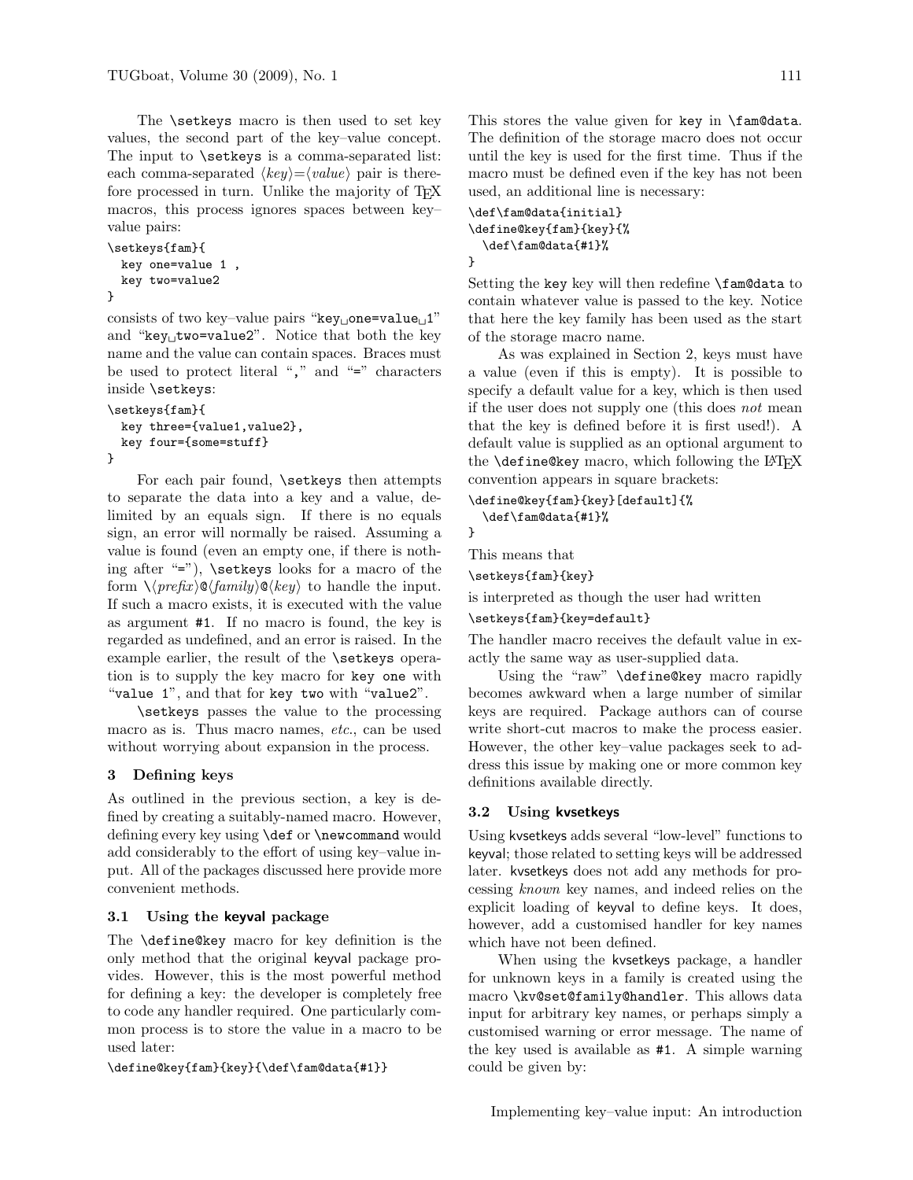The `\setkeys` macro is then used to set key values, the second part of the key–value concept. The input to `\setkeys` is a comma-separated list: each comma-separated ⟨*key*⟩=⟨*value*⟩ pair is therefore processed in turn. Unlike the majority of TeX macros, this process ignores spaces between key–value pairs:

```
\setkeys{fam}{
  key one=value 1 ,
  key two=value2
}
```

consists of two key–value pairs "`key␣one=value␣1`" and "`key␣two=value2`". Notice that both the key name and the value can contain spaces. Braces must be used to protect literal "`,`" and "`=`" characters inside `\setkeys`:

```
\setkeys{fam}{
  key three={value1,value2},
  key four={some=stuff}
}
```

For each pair found, `\setkeys` then attempts to separate the data into a key and a value, delimited by an equals sign. If there is no equals sign, an error will normally be raised. Assuming a value is found (even an empty one, if there is nothing after "`=`"), `\setkeys` looks for a macro of the form `\`⟨*prefix*⟩`@`⟨*family*⟩`@`⟨*key*⟩ to handle the input. If such a macro exists, it is executed with the value as argument `#1`. If no macro is found, the key is regarded as undefined, and an error is raised. In the example earlier, the result of the `\setkeys` operation is to supply the key macro for `key one` with "`value 1`", and that for `key two` with "`value2`".

`\setkeys` passes the value to the processing macro as is. Thus macro names, *etc.*, can be used without worrying about expansion in the process.

## 3 Defining keys

As outlined in the previous section, a key is defined by creating a suitably-named macro. However, defining every key using `\def` or `\newcommand` would add considerably to the effort of using key–value input. All of the packages discussed here provide more convenient methods.

### 3.1 Using the keyval package

The `\define@key` macro for key definition is the only method that the original keyval package provides. However, this is the most powerful method for defining a key: the developer is completely free to code any handler required. One particularly common process is to store the value in a macro to be used later:

```
\define@key{fam}{key}{\def\fam@data{#1}}
```

This stores the value given for `key` in `\fam@data`. The definition of the storage macro does not occur until the key is used for the first time. Thus if the macro must be defined even if the key has not been used, an additional line is necessary:

```
\def\fam@data{initial}
\define@key{fam}{key}{%
  \def\fam@data{#1}%
}
```

Setting the `key` key will then redefine `\fam@data` to contain whatever value is passed to the key. Notice that here the key family has been used as the start of the storage macro name.

As was explained in Section 2, keys must have a value (even if this is empty). It is possible to specify a default value for a key, which is then used if the user does not supply one (this does *not* mean that the key is defined before it is first used!). A default value is supplied as an optional argument to the `\define@key` macro, which following the LaTeX convention appears in square brackets:

```
\define@key{fam}{key}[default]{%
  \def\fam@data{#1}%
}
```

This means that

```
\setkeys{fam}{key}
```

is interpreted as though the user had written

```
\setkeys{fam}{key=default}
```

The handler macro receives the default value in exactly the same way as user-supplied data.

Using the "raw" `\define@key` macro rapidly becomes awkward when a large number of similar keys are required. Package authors can of course write short-cut macros to make the process easier. However, the other key–value packages seek to address this issue by making one or more common key definitions available directly.

### 3.2 Using kvsetkeys

Using kvsetkeys adds several "low-level" functions to keyval; those related to setting keys will be addressed later. kvsetkeys does not add any methods for processing *known* key names, and indeed relies on the explicit loading of keyval to define keys. It does, however, add a customised handler for key names which have not been defined.

When using the kvsetkeys package, a handler for unknown keys in a family is created using the macro `\kv@set@family@handler`. This allows data input for arbitrary key names, or perhaps simply a customised warning or error message. The name of the key used is available as `#1`. A simple warning could be given by: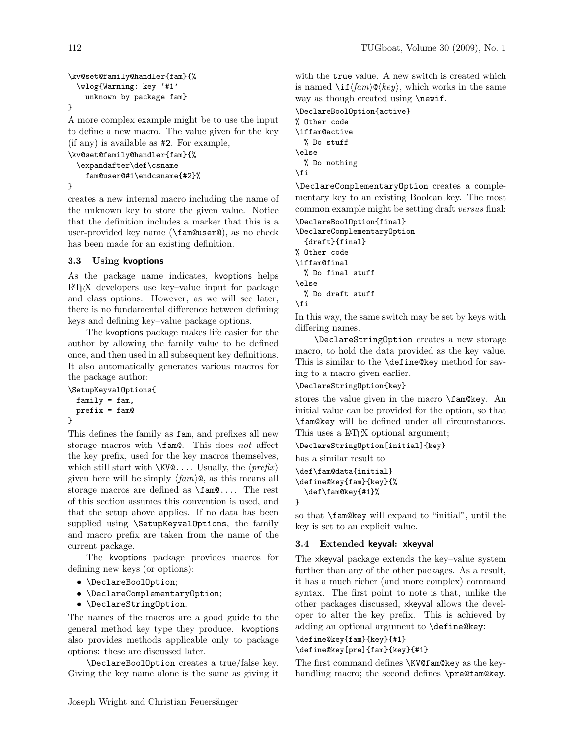```
\kv@set@family@handler{fam}{%
  \wlog{Warning: key '#1'
    unknown by package fam}
}
```

A more complex example might be to use the input to define a new macro. The value given for the key (if any) is available as #2. For example,

```
\kv@set@family@handler{fam}{%
  \expandafter\def\csname
    fam@user@#1\endcsname{#2}%
}
```

creates a new internal macro including the name of the unknown key to store the given value. Notice that the definition includes a marker that this is a user-provided key name (\fam@user@), as no check has been made for an existing definition.

### 3.3 Using kvoptions

As the package name indicates, kvoptions helps LaTeX developers use key–value input for package and class options. However, as we will see later, there is no fundamental difference between defining keys and defining key–value package options.

The kvoptions package makes life easier for the author by allowing the family value to be defined once, and then used in all subsequent key definitions. It also automatically generates various macros for the package author:

```
\SetupKeyvalOptions{
  family = fam,
  prefix = fam@
}
```

This defines the family as fam, and prefixes all new storage macros with \fam@. This does *not* affect the key prefix, used for the key macros themselves, which still start with \KV@.... Usually, the ⟨*prefix*⟩ given here will be simply ⟨*fam*⟩@, as this means all storage macros are defined as \fam@.... The rest of this section assumes this convention is used, and that the setup above applies. If no data has been supplied using \SetupKeyvalOptions, the family and macro prefix are taken from the name of the current package.

The kvoptions package provides macros for defining new keys (or options):

- \DeclareBoolOption;
- \DeclareComplementaryOption;
- \DeclareStringOption.

The names of the macros are a good guide to the general method key type they produce. kvoptions also provides methods applicable only to package options: these are discussed later.

\DeclareBoolOption creates a true/false key. Giving the key name alone is the same as giving it with the true value. A new switch is created which is named \if⟨*fam*⟩@⟨*key*⟩, which works in the same way as though created using \newif.

```
\DeclareBoolOption{active}
% Other code
\iffam@active
  % Do stuff
\else
  % Do nothing
\fi
```

\DeclareComplementaryOption creates a complementary key to an existing Boolean key. The most common example might be setting draft *versus* final:

```
\DeclareBoolOption{final}
\DeclareComplementaryOption
  {draft}{final}
% Other code
\iffam@final
  % Do final stuff
\else
  % Do draft stuff
\fi
```

In this way, the same switch may be set by keys with differing names.

\DeclareStringOption creates a new storage macro, to hold the data provided as the key value. This is similar to the \define@key method for saving to a macro given earlier.

```
\DeclareStringOption{key}
```

stores the value given in the macro \fam@key. An initial value can be provided for the option, so that \fam@key will be defined under all circumstances. This uses a LaTeX optional argument;

```
\DeclareStringOption[initial]{key}
```

has a similar result to

```
\def\fam@data{initial}
\define@key{fam}{key}{%
  \def\fam@key{#1}%
}
```

so that \fam@key will expand to "initial", until the key is set to an explicit value.

### 3.4 Extended keyval: xkeyval

The xkeyval package extends the key–value system further than any of the other packages. As a result, it has a much richer (and more complex) command syntax. The first point to note is that, unlike the other packages discussed, xkeyval allows the developer to alter the key prefix. This is achieved by adding an optional argument to \define@key:

```
\define@key{fam}{key}{#1}
\define@key[pre]{fam}{key}{#1}
```

The first command defines \KV@fam@key as the key-handling macro; the second defines \pre@fam@key.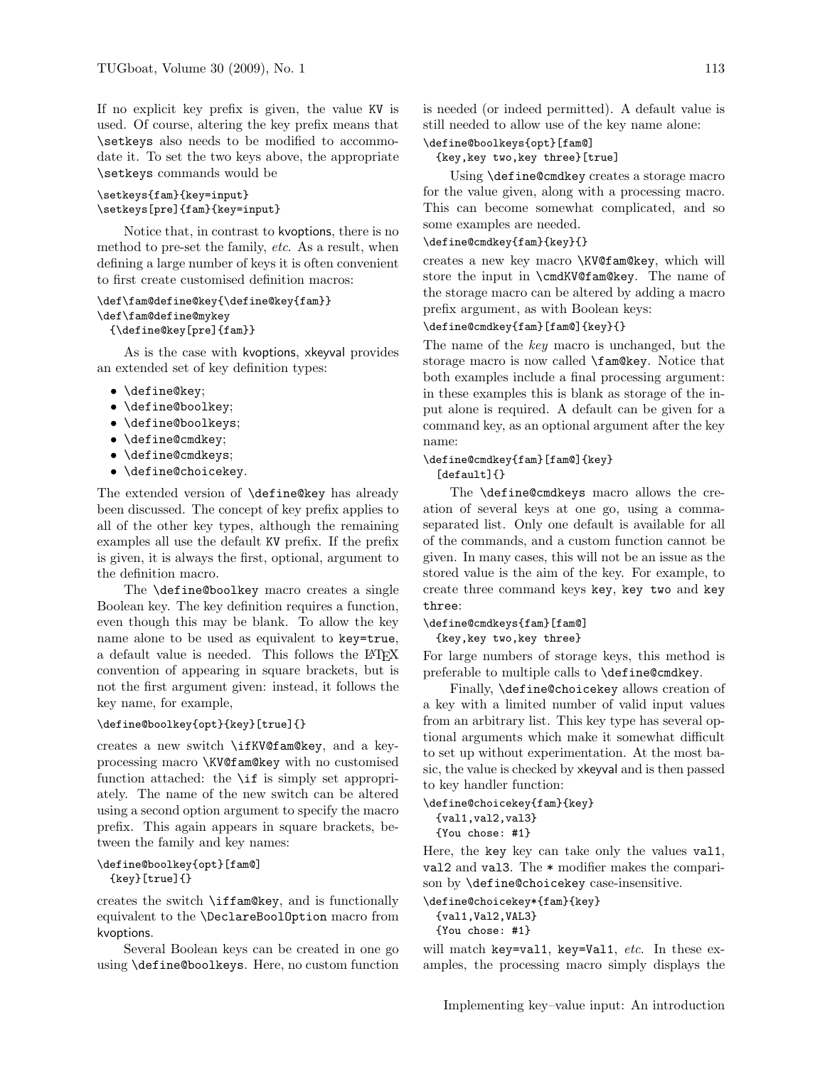If no explicit key prefix is given, the value `KV` is used. Of course, altering the key prefix means that `\setkeys` also needs to be modified to accommodate it. To set the two keys above, the appropriate `\setkeys` commands would be

```
\setkeys{fam}{key=input}
\setkeys[pre]{fam}{key=input}
```

Notice that, in contrast to kvoptions, there is no method to pre-set the family, *etc*. As a result, when defining a large number of keys it is often convenient to first create customised definition macros:

```
\def\fam@define@key{\define@key{fam}}
\def\fam@define@mykey
  {\define@key[pre]{fam}}
```

As is the case with kvoptions, xkeyval provides an extended set of key definition types:

- `\define@key`;
- `\define@boolkey`;
- `\define@boolkeys`;
- `\define@cmdkey`;
- `\define@cmdkeys`;
- `\define@choicekey`.

The extended version of `\define@key` has already been discussed. The concept of key prefix applies to all of the other key types, although the remaining examples all use the default `KV` prefix. If the prefix is given, it is always the first, optional, argument to the definition macro.

The `\define@boolkey` macro creates a single Boolean key. The key definition requires a function, even though this may be blank. To allow the key name alone to be used as equivalent to `key=true`, a default value is needed. This follows the LaTeX convention of appearing in square brackets, but is not the first argument given: instead, it follows the key name, for example,

```
\define@boolkey{opt}{key}[true]{}
```

creates a new switch `\ifKV@fam@key`, and a key-processing macro `\KV@fam@key` with no customised function attached: the `\if` is simply set appropriately. The name of the new switch can be altered using a second option argument to specify the macro prefix. This again appears in square brackets, between the family and key names:

```
\define@boolkey{opt}[fam@]
  {key}[true]{}
```

creates the switch `\iffam@key`, and is functionally equivalent to the `\DeclareBoolOption` macro from kvoptions.

Several Boolean keys can be created in one go using `\define@boolkeys`. Here, no custom function is needed (or indeed permitted). A default value is still needed to allow use of the key name alone:

```
\define@boolkeys{opt}[fam@]
  {key,key two,key three}[true]
```

Using `\define@cmdkey` creates a storage macro for the value given, along with a processing macro. This can become somewhat complicated, and so some examples are needed.

```
\define@cmdkey{fam}{key}{}
```

creates a new key macro `\KV@fam@key`, which will store the input in `\cmdKV@fam@key`. The name of the storage macro can be altered by adding a macro prefix argument, as with Boolean keys:

```
\define@cmdkey{fam}[fam@]{key}{}
```

The name of the *key* macro is unchanged, but the storage macro is now called `\fam@key`. Notice that both examples include a final processing argument: in these examples this is blank as storage of the input alone is required. A default can be given for a command key, as an optional argument after the key name:

```
\define@cmdkey{fam}[fam@]{key}
  [default]{}
```

The `\define@cmdkeys` macro allows the creation of several keys at one go, using a comma-separated list. Only one default is available for all of the commands, and a custom function cannot be given. In many cases, this will not be an issue as the stored value is the aim of the key. For example, to create three command keys `key`, `key two` and `key three`:

```
\define@cmdkeys{fam}[fam@]
  {key,key two,key three}
```

For large numbers of storage keys, this method is preferable to multiple calls to `\define@cmdkey`.

Finally, `\define@choicekey` allows creation of a key with a limited number of valid input values from an arbitrary list. This key type has several optional arguments which make it somewhat difficult to set up without experimentation. At the most basic, the value is checked by xkeyval and is then passed to key handler function:

```
\define@choicekey{fam}{key}
  {val1,val2,val3}
  {You chose: #1}
```

Here, the `key` key can take only the values `val1`, `val2` and `val3`. The `*` modifier makes the comparison by `\define@choicekey` case-insensitive.

```
\define@choicekey*{fam}{key}
  {val1,Val2,VAL3}
  {You chose: #1}
```

will match `key=val1`, `key=Val1`, *etc*. In these examples, the processing macro simply displays the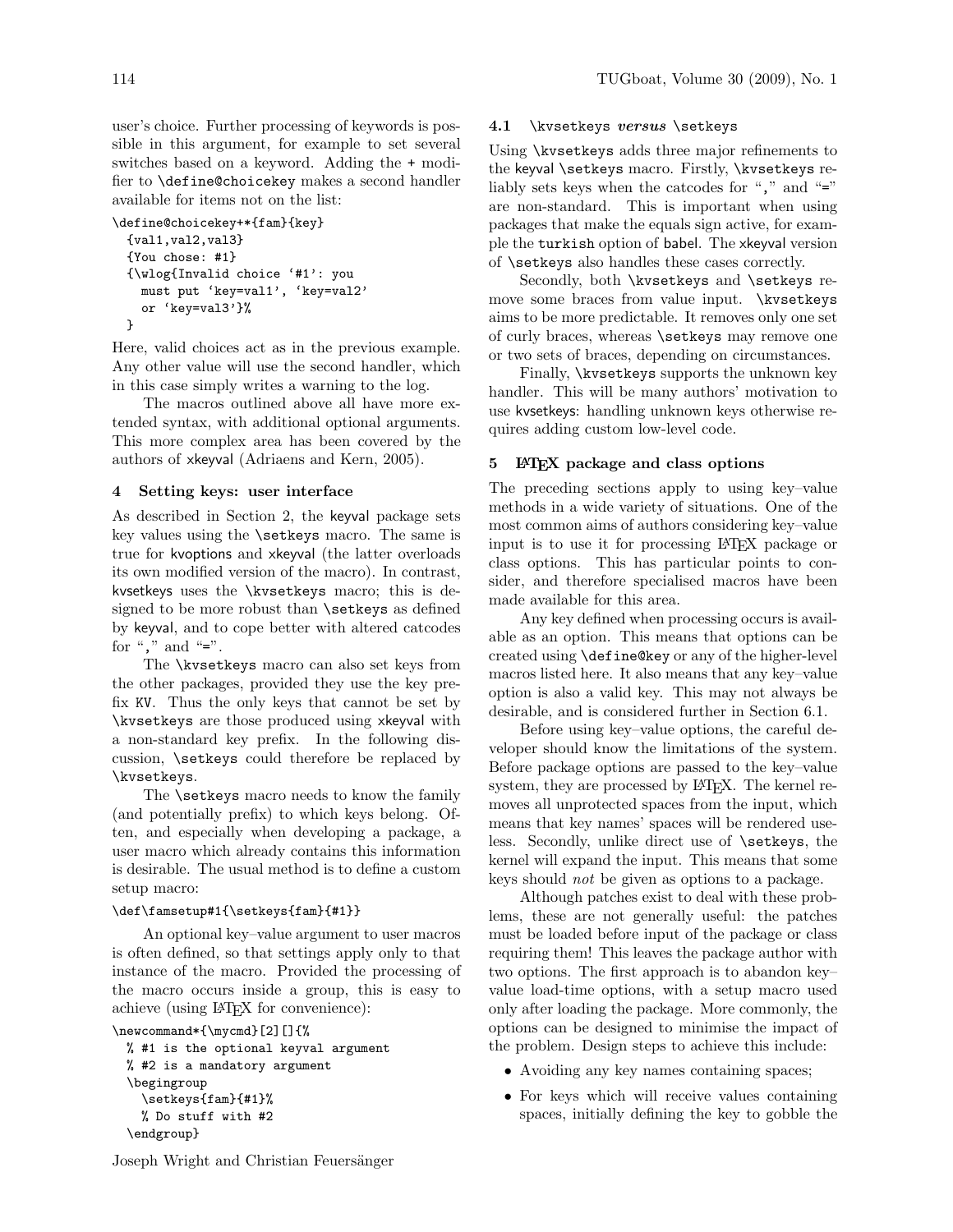user's choice. Further processing of keywords is possible in this argument, for example to set several switches based on a keyword. Adding the + modifier to \define@choicekey makes a second handler available for items not on the list:

```
\define@choicekey+*{fam}{key}
  {val1,val2,val3}
  {You chose: #1}
  {\wlog{Invalid choice `#1': you
    must put `key=val1', `key=val2'
    or `key=val3'}%
  }
```

Here, valid choices act as in the previous example. Any other value will use the second handler, which in this case simply writes a warning to the log.

The macros outlined above all have more extended syntax, with additional optional arguments. This more complex area has been covered by the authors of xkeyval (Adriaens and Kern, 2005).

## 4 Setting keys: user interface

As described in Section 2, the keyval package sets key values using the \setkeys macro. The same is true for kvoptions and xkeyval (the latter overloads its own modified version of the macro). In contrast, kvsetkeys uses the \kvsetkeys macro; this is designed to be more robust than \setkeys as defined by keyval, and to cope better with altered catcodes for "," and "=".

The \kvsetkeys macro can also set keys from the other packages, provided they use the key prefix KV. Thus the only keys that cannot be set by \kvsetkeys are those produced using xkeyval with a non-standard key prefix. In the following discussion, \setkeys could therefore be replaced by \kvsetkeys.

The \setkeys macro needs to know the family (and potentially prefix) to which keys belong. Often, and especially when developing a package, a user macro which already contains this information is desirable. The usual method is to define a custom setup macro:

```
\def\famsetup#1{\setkeys{fam}{#1}}
```

An optional key–value argument to user macros is often defined, so that settings apply only to that instance of the macro. Provided the processing of the macro occurs inside a group, this is easy to achieve (using LaTeX for convenience):

```
\newcommand*{\mycmd}[2][]{%
  % #1 is the optional keyval argument
  % #2 is a mandatory argument
  \begingroup
    \setkeys{fam}{#1}%
    % Do stuff with #2
  \endgroup}
```

### 4.1 \kvsetkeys *versus* \setkeys

Using \kvsetkeys adds three major refinements to the keyval \setkeys macro. Firstly, \kvsetkeys reliably sets keys when the catcodes for "," and "=" are non-standard. This is important when using packages that make the equals sign active, for example the turkish option of babel. The xkeyval version of \setkeys also handles these cases correctly.

Secondly, both \kvsetkeys and \setkeys remove some braces from value input. \kvsetkeys aims to be more predictable. It removes only one set of curly braces, whereas \setkeys may remove one or two sets of braces, depending on circumstances.

Finally, \kvsetkeys supports the unknown key handler. This will be many authors' motivation to use kvsetkeys: handling unknown keys otherwise requires adding custom low-level code.

## 5 LaTeX package and class options

The preceding sections apply to using key–value methods in a wide variety of situations. One of the most common aims of authors considering key–value input is to use it for processing LaTeX package or class options. This has particular points to consider, and therefore specialised macros have been made available for this area.

Any key defined when processing occurs is available as an option. This means that options can be created using \define@key or any of the higher-level macros listed here. It also means that any key–value option is also a valid key. This may not always be desirable, and is considered further in Section 6.1.

Before using key–value options, the careful developer should know the limitations of the system. Before package options are passed to the key–value system, they are processed by LaTeX. The kernel removes all unprotected spaces from the input, which means that key names' spaces will be rendered useless. Secondly, unlike direct use of \setkeys, the kernel will expand the input. This means that some keys should *not* be given as options to a package.

Although patches exist to deal with these problems, these are not generally useful: the patches must be loaded before input of the package or class requiring them! This leaves the package author with two options. The first approach is to abandon key–value load-time options, with a setup macro used only after loading the package. More commonly, the options can be designed to minimise the impact of the problem. Design steps to achieve this include:

- Avoiding any key names containing spaces;
- For keys which will receive values containing spaces, initially defining the key to gobble the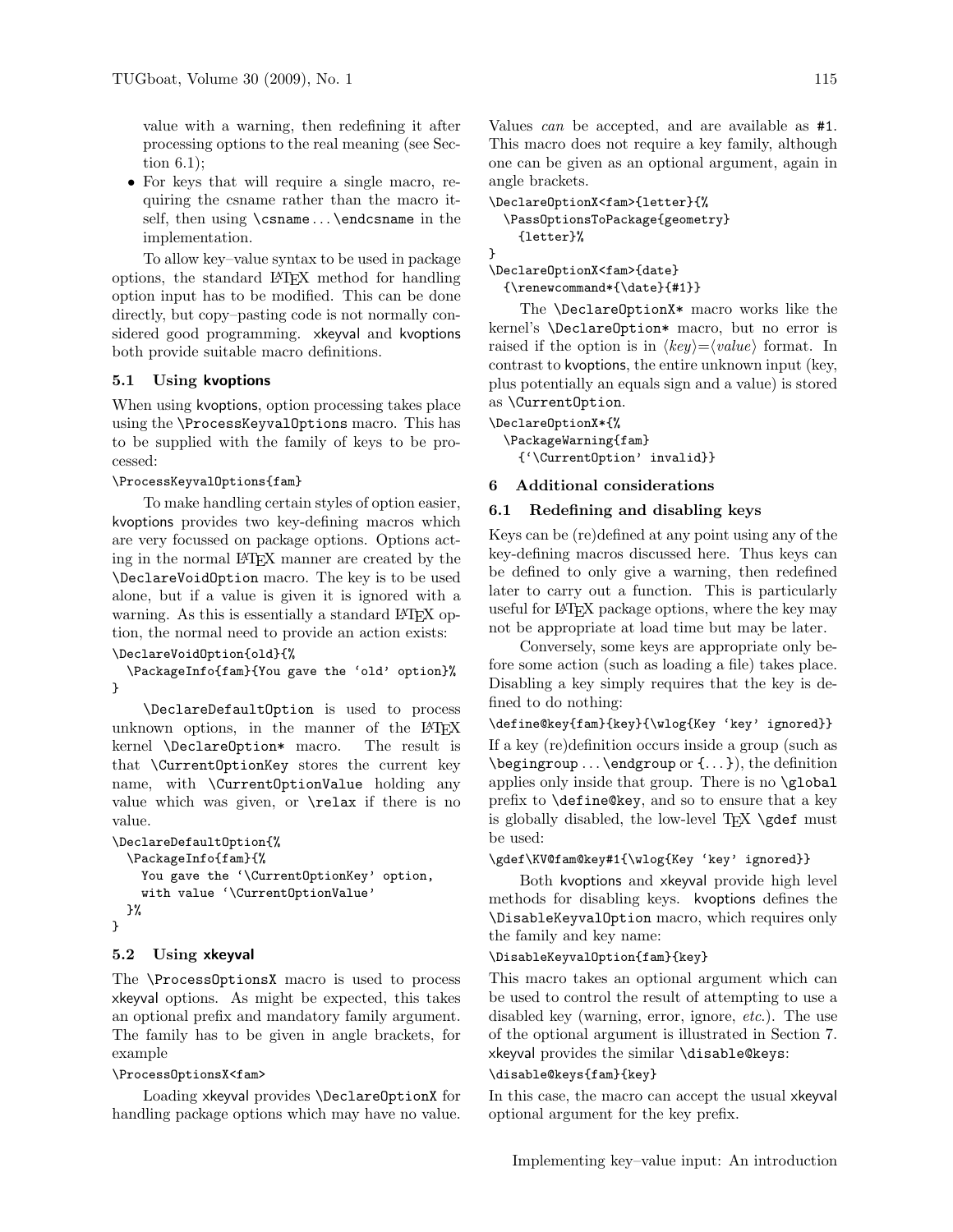value with a warning, then redefining it after processing options to the real meaning (see Section 6.1);

- For keys that will require a single macro, requiring the csname rather than the macro itself, then using `\csname...\endcsname` in the implementation.

To allow key–value syntax to be used in package options, the standard LaTeX method for handling option input has to be modified. This can be done directly, but copy–pasting code is not normally considered good programming. xkeyval and kvoptions both provide suitable macro definitions.

### 5.1 Using kvoptions

When using kvoptions, option processing takes place using the `\ProcessKeyvalOptions` macro. This has to be supplied with the family of keys to be processed:

```
\ProcessKeyvalOptions{fam}
```

To make handling certain styles of option easier, kvoptions provides two key-defining macros which are very focussed on package options. Options acting in the normal LaTeX manner are created by the `\DeclareVoidOption` macro. The key is to be used alone, but if a value is given it is ignored with a warning. As this is essentially a standard LaTeX option, the normal need to provide an action exists:

```
\DeclareVoidOption{old}{%
  \PackageInfo{fam}{You gave the 'old' option}%
}
```

`\DeclareDefaultOption` is used to process unknown options, in the manner of the LaTeX kernel `\DeclareOption*` macro. The result is that `\CurrentOptionKey` stores the current key name, with `\CurrentOptionValue` holding any value which was given, or `\relax` if there is no value.

```
\DeclareDefaultOption{%
  \PackageInfo{fam}{%
    You gave the '\CurrentOptionKey' option,
    with value '\CurrentOptionValue'
  }%
}
```

### 5.2 Using xkeyval

The `\ProcessOptionsX` macro is used to process xkeyval options. As might be expected, this takes an optional prefix and mandatory family argument. The family has to be given in angle brackets, for example

```
\ProcessOptionsX<fam>
```

Loading xkeyval provides `\DeclareOptionX` for handling package options which may have no value. Values *can* be accepted, and are available as `#1`. This macro does not require a key family, although one can be given as an optional argument, again in angle brackets.

```
\DeclareOptionX<fam>{letter}{%
  \PassOptionsToPackage{geometry}
    {letter}%
}
\DeclareOptionX<fam>{date}
  {\renewcommand*{\date}{#1}}
```

The `\DeclareOptionX*` macro works like the kernel's `\DeclareOption*` macro, but no error is raised if the option is in ⟨*key*⟩=⟨*value*⟩ format. In contrast to kvoptions, the entire unknown input (key, plus potentially an equals sign and a value) is stored as `\CurrentOption`.

```
\DeclareOptionX*{%
  \PackageWarning{fam}
    {'\CurrentOption' invalid}}
```

## 6 Additional considerations

### 6.1 Redefining and disabling keys

Keys can be (re)defined at any point using any of the key-defining macros discussed here. Thus keys can be defined to only give a warning, then redefined later to carry out a function. This is particularly useful for LaTeX package options, where the key may not be appropriate at load time but may be later.

Conversely, some keys are appropriate only before some action (such as loading a file) takes place. Disabling a key simply requires that the key is defined to do nothing:

```
\define@key{fam}{key}{\wlog{Key 'key' ignored}}
```

If a key (re)definition occurs inside a group (such as `\begingroup...\endgroup` or `{...}`), the definition applies only inside that group. There is no `\global` prefix to `\define@key`, and so to ensure that a key is globally disabled, the low-level TeX `\gdef` must be used:

```
\gdef\KV@fam@key#1{\wlog{Key 'key' ignored}}
```

Both kvoptions and xkeyval provide high level methods for disabling keys. kvoptions defines the `\DisableKeyvalOption` macro, which requires only the family and key name:

```
\DisableKeyvalOption{fam}{key}
```

This macro takes an optional argument which can be used to control the result of attempting to use a disabled key (warning, error, ignore, *etc.*). The use of the optional argument is illustrated in Section 7. xkeyval provides the similar `\disable@keys`:

```
\disable@keys{fam}{key}
```

In this case, the macro can accept the usual xkeyval optional argument for the key prefix.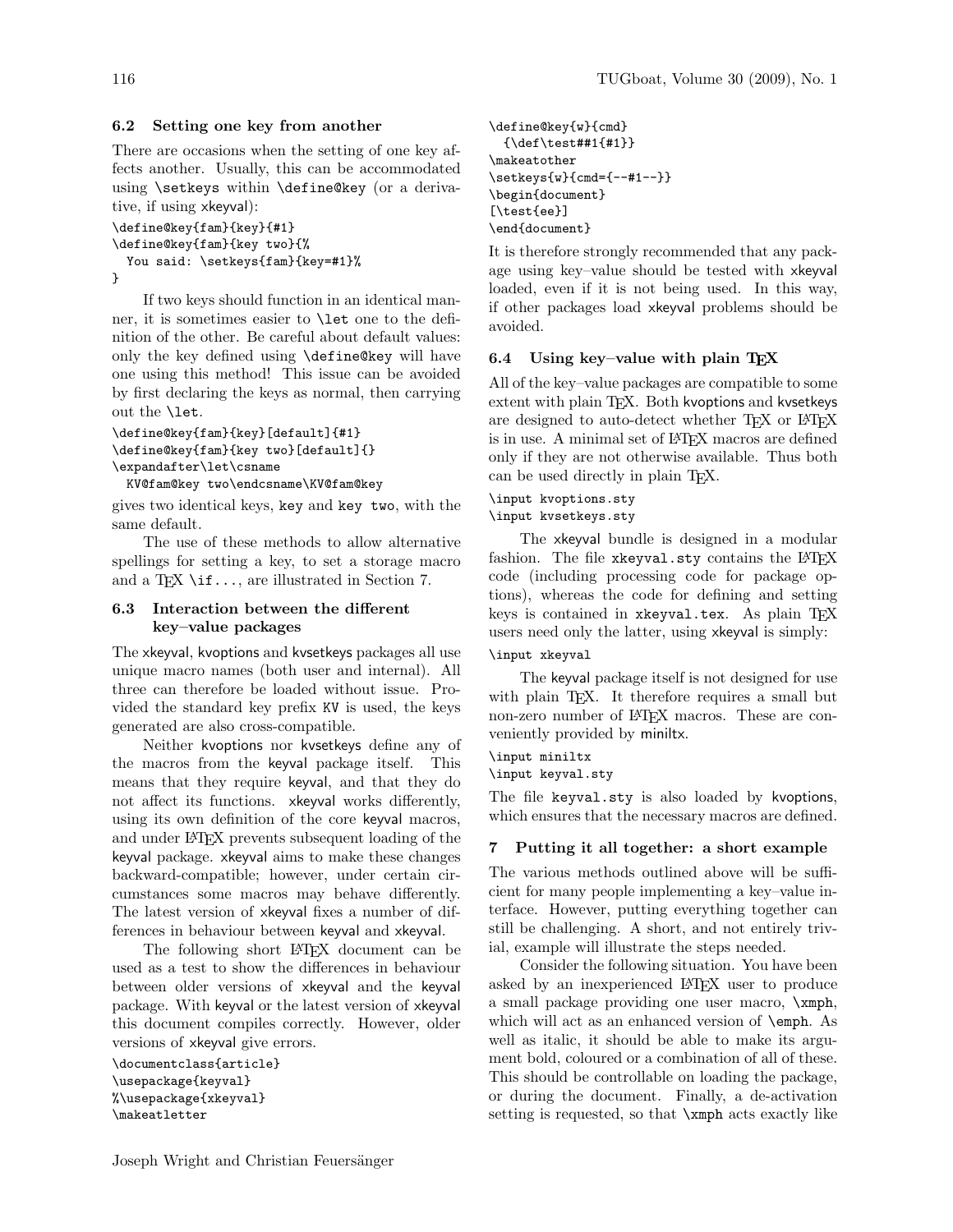### 6.2 Setting one key from another

There are occasions when the setting of one key affects another. Usually, this can be accommodated using `\setkeys` within `\define@key` (or a derivative, if using xkeyval):

```
\define@key{fam}{key}{#1}
\define@key{fam}{key two}{%
  You said: \setkeys{fam}{key=#1}%
}
```

If two keys should function in an identical manner, it is sometimes easier to `\let` one to the definition of the other. Be careful about default values: only the key defined using `\define@key` will have one using this method! This issue can be avoided by first declaring the keys as normal, then carrying out the `\let`.

```
\define@key{fam}{key}[default]{#1}
\define@key{fam}{key two}[default]{}
\expandafter\let\csname
  KV@fam@key two\endcsname\KV@fam@key
```

gives two identical keys, `key` and `key two`, with the same default.

The use of these methods to allow alternative spellings for setting a key, to set a storage macro and a TeX `\if...`, are illustrated in Section 7.

### 6.3 Interaction between the different key–value packages

The xkeyval, kvoptions and kvsetkeys packages all use unique macro names (both user and internal). All three can therefore be loaded without issue. Provided the standard key prefix `KV` is used, the keys generated are also cross-compatible.

Neither kvoptions nor kvsetkeys define any of the macros from the keyval package itself. This means that they require keyval, and that they do not affect its functions. xkeyval works differently, using its own definition of the core keyval macros, and under LaTeX prevents subsequent loading of the keyval package. xkeyval aims to make these changes backward-compatible; however, under certain circumstances some macros may behave differently. The latest version of xkeyval fixes a number of differences in behaviour between keyval and xkeyval.

The following short LaTeX document can be used as a test to show the differences in behaviour between older versions of xkeyval and the keyval package. With keyval or the latest version of xkeyval this document compiles correctly. However, older versions of xkeyval give errors.

```
\documentclass{article}
\usepackage{keyval}
%\usepackage{xkeyval}
\makeatletter
\define@key{w}{cmd}
  {\def\test##1{#1}}
\makeatother
\setkeys{w}{cmd={--#1--}}
\begin{document}
[\test{ee}]
\end{document}
```

It is therefore strongly recommended that any package using key–value should be tested with xkeyval loaded, even if it is not being used. In this way, if other packages load xkeyval problems should be avoided.

### 6.4 Using key–value with plain TeX

All of the key–value packages are compatible to some extent with plain TeX. Both kvoptions and kvsetkeys are designed to auto-detect whether TeX or LaTeX is in use. A minimal set of LaTeX macros are defined only if they are not otherwise available. Thus both can be used directly in plain TeX.

```
\input kvoptions.sty
\input kvsetkeys.sty
```

The xkeyval bundle is designed in a modular fashion. The file `xkeyval.sty` contains the LaTeX code (including processing code for package options), whereas the code for defining and setting keys is contained in `xkeyval.tex`. As plain TeX users need only the latter, using xkeyval is simply:

```
\input xkeyval
```

The keyval package itself is not designed for use with plain TeX. It therefore requires a small but non-zero number of LaTeX macros. These are conveniently provided by miniltx.

```
\input miniltx
\input keyval.sty
```

The file `keyval.sty` is also loaded by kvoptions, which ensures that the necessary macros are defined.

## 7 Putting it all together: a short example

The various methods outlined above will be sufficient for many people implementing a key–value interface. However, putting everything together can still be challenging. A short, and not entirely trivial, example will illustrate the steps needed.

Consider the following situation. You have been asked by an inexperienced LaTeX user to produce a small package providing one user macro, `\xmph`, which will act as an enhanced version of `\emph`. As well as italic, it should be able to make its argument bold, coloured or a combination of all of these. This should be controllable on loading the package, or during the document. Finally, a de-activation setting is requested, so that `\xmph` acts exactly like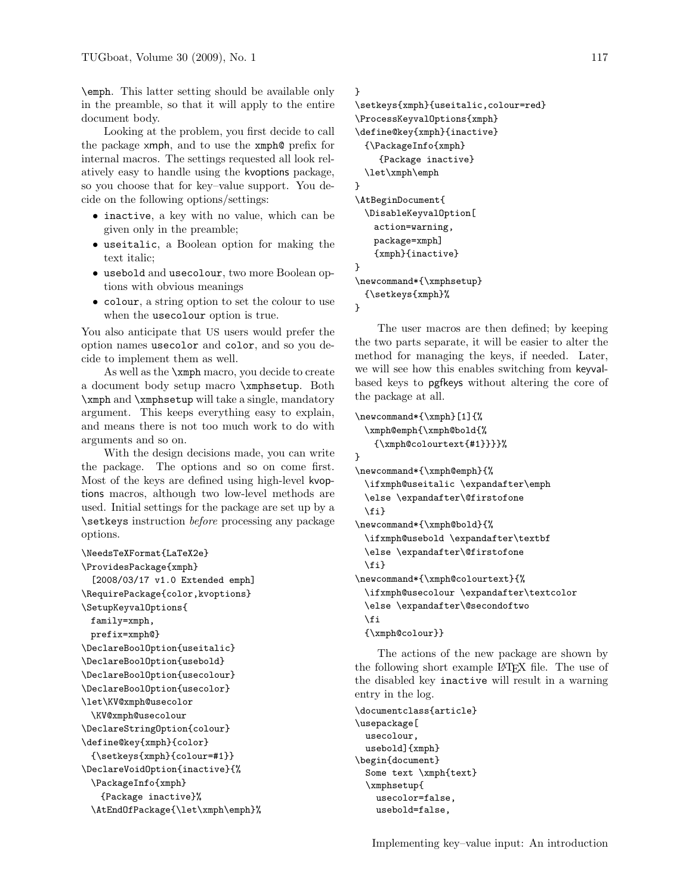\emph. This latter setting should be available only in the preamble, so that it will apply to the entire document body.

Looking at the problem, you first decide to call the package xmph, and to use the xmph@ prefix for internal macros. The settings requested all look relatively easy to handle using the kvoptions package, so you choose that for key–value support. You decide on the following options/settings:

- inactive, a key with no value, which can be given only in the preamble;
- useitalic, a Boolean option for making the text italic;
- usebold and usecolour, two more Boolean options with obvious meanings
- colour, a string option to set the colour to use when the usecolour option is true.

You also anticipate that US users would prefer the option names usecolor and color, and so you decide to implement them as well.

As well as the \xmph macro, you decide to create a document body setup macro \xmphsetup. Both \xmph and \xmphsetup will take a single, mandatory argument. This keeps everything easy to explain, and means there is not too much work to do with arguments and so on.

With the design decisions made, you can write the package. The options and so on come first. Most of the keys are defined using high-level kvoptions macros, although two low-level methods are used. Initial settings for the package are set up by a \setkeys instruction *before* processing any package options.

```
\NeedsTeXFormat{LaTeX2e}
\ProvidesPackage{xmph}
  [2008/03/17 v1.0 Extended emph]
\RequirePackage{color,kvoptions}
\SetupKeyvalOptions{
  family=xmph,
  prefix=xmph@}
\DeclareBoolOption{useitalic}
\DeclareBoolOption{usebold}
\DeclareBoolOption{usecolour}
\DeclareBoolOption{usecolor}
\let\KV@xmph@usecolor
  \KV@xmph@usecolour
\DeclareStringOption{colour}
\define@key{xmph}{color}
  {\setkeys{xmph}{colour=#1}}
\DeclareVoidOption{inactive}{%
  \PackageInfo{xmph}
    {Package inactive}%
  \AtEndOfPackage{\let\xmph\emph}%
}
\setkeys{xmph}{useitalic,colour=red}
\ProcessKeyvalOptions{xmph}
\define@key{xmph}{inactive}
  {\PackageInfo{xmph}
     {Package inactive}
  \let\xmph\emph
}
\AtBeginDocument{
  \DisableKeyvalOption[
    action=warning,
    package=xmph]
    {xmph}{inactive}
}
\newcommand*{\xmphsetup}
  {\setkeys{xmph}%
}
```

The user macros are then defined; by keeping the two parts separate, it will be easier to alter the method for managing the keys, if needed. Later, we will see how this enables switching from keyval-based keys to pgfkeys without altering the core of the package at all.

```
\newcommand*{\xmph}[1]{%
  \xmph@emph{\xmph@bold{%
    {\xmph@colourtext{#1}}}}%
}
\newcommand*{\xmph@emph}{%
  \ifxmph@useitalic \expandafter\emph
  \else \expandafter\@firstofone
  \fi}
\newcommand*{\xmph@bold}{%
  \ifxmph@usebold \expandafter\textbf
  \else \expandafter\@firstofone
  \fi}
\newcommand*{\xmph@colourtext}{%
  \ifxmph@usecolour \expandafter\textcolor
  \else \expandafter\@secondoftwo
  \fi
  {\xmph@colour}}
```

The actions of the new package are shown by the following short example LaTeX file. The use of the disabled key inactive will result in a warning entry in the log.

```
\documentclass{article}
\usepackage[
  usecolour,
  usebold]{xmph}
\begin{document}
  Some text \xmph{text}
  \xmphsetup{
    usecolor=false,
    usebold=false,
```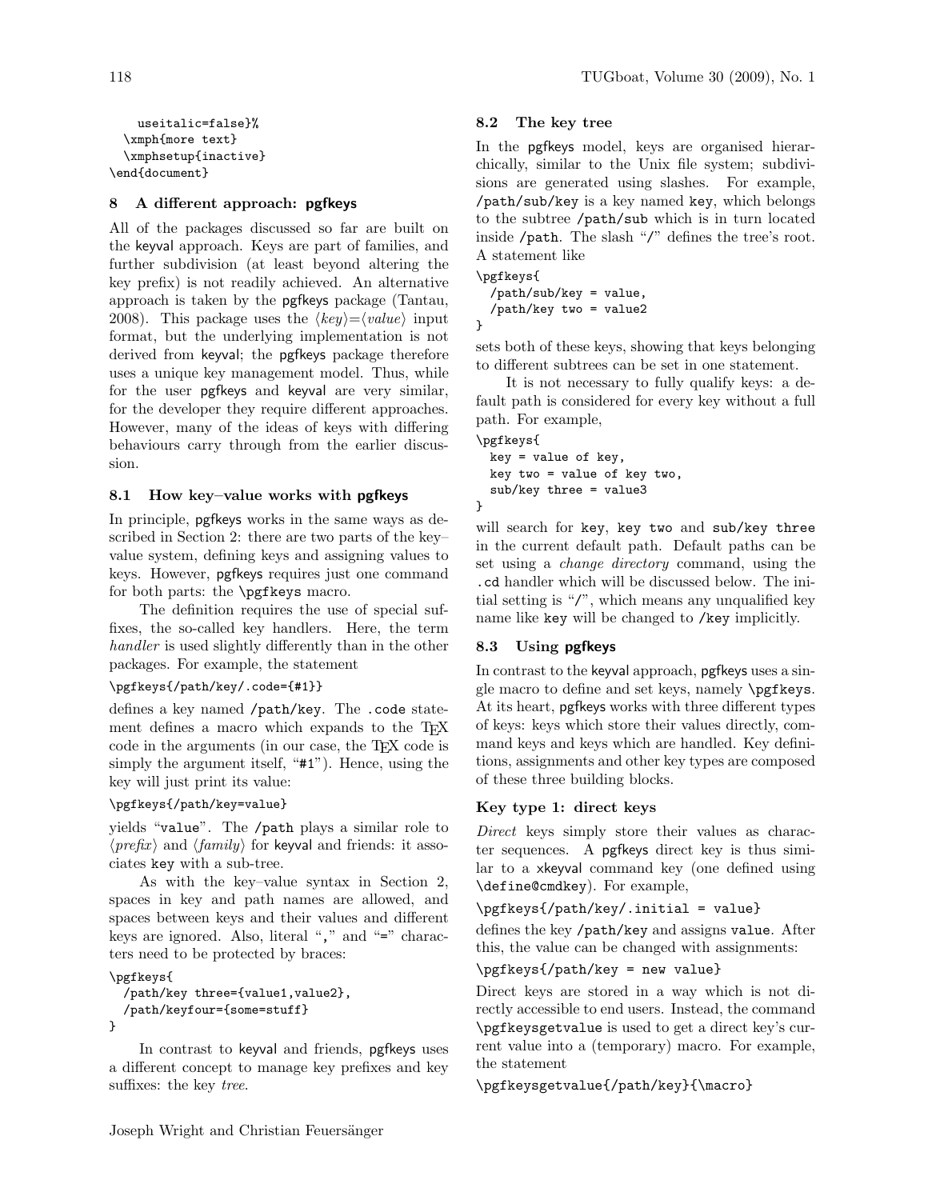```
    useitalic=false}%
  \xmph{more text}
  \xmphsetup{inactive}
\end{document}
```

## 8 A different approach: pgfkeys

All of the packages discussed so far are built on the keyval approach. Keys are part of families, and further subdivision (at least beyond altering the key prefix) is not readily achieved. An alternative approach is taken by the pgfkeys package (Tantau, 2008). This package uses the ⟨*key*⟩=⟨*value*⟩ input format, but the underlying implementation is not derived from keyval; the pgfkeys package therefore uses a unique key management model. Thus, while for the user pgfkeys and keyval are very similar, for the developer they require different approaches. However, many of the ideas of keys with differing behaviours carry through from the earlier discussion.

### 8.1 How key–value works with pgfkeys

In principle, pgfkeys works in the same ways as described in Section 2: there are two parts of the key–value system, defining keys and assigning values to keys. However, pgfkeys requires just one command for both parts: the `\pgfkeys` macro.

The definition requires the use of special suffixes, the so-called key handlers. Here, the term *handler* is used slightly differently than in the other packages. For example, the statement

```
\pgfkeys{/path/key/.code={#1}}
```

defines a key named `/path/key`. The `.code` statement defines a macro which expands to the TeX code in the arguments (in our case, the TeX code is simply the argument itself, "`#1`"). Hence, using the key will just print its value:

```
\pgfkeys{/path/key=value}
```

yields "`value`". The `/path` plays a similar role to ⟨*prefix*⟩ and ⟨*family*⟩ for keyval and friends: it associates `key` with a sub-tree.

As with the key–value syntax in Section 2, spaces in key and path names are allowed, and spaces between keys and their values and different keys are ignored. Also, literal "`,`" and "`=`" characters need to be protected by braces:

```
\pgfkeys{
  /path/key three={value1,value2},
  /path/keyfour={some=stuff}
}
```

In contrast to keyval and friends, pgfkeys uses a different concept to manage key prefixes and key suffixes: the key *tree*.

### 8.2 The key tree

In the pgfkeys model, keys are organised hierarchically, similar to the Unix file system; subdivisions are generated using slashes. For example, `/path/sub/key` is a key named `key`, which belongs to the subtree `/path/sub` which is in turn located inside `/path`. The slash "`/`" defines the tree's root. A statement like

```
\pgfkeys{
  /path/sub/key = value,
  /path/key two = value2
}
```

sets both of these keys, showing that keys belonging to different subtrees can be set in one statement.

It is not necessary to fully qualify keys: a default path is considered for every key without a full path. For example,

```
\pgfkeys{
  key = value of key,
  key two = value of key two,
  sub/key three = value3
}
```

will search for `key`, `key two` and `sub/key three` in the current default path. Default paths can be set using a *change directory* command, using the `.cd` handler which will be discussed below. The initial setting is "`/`", which means any unqualified key name like `key` will be changed to `/key` implicitly.

### 8.3 Using pgfkeys

In contrast to the keyval approach, pgfkeys uses a single macro to define and set keys, namely `\pgfkeys`. At its heart, pgfkeys works with three different types of keys: keys which store their values directly, command keys and keys which are handled. Key definitions, assignments and other key types are composed of these three building blocks.

#### Key type 1: direct keys

*Direct* keys simply store their values as character sequences. A pgfkeys direct key is thus similar to a xkeyval command key (one defined using `\define@cmdkey`). For example,

```
\pgfkeys{/path/key/.initial = value}
```

defines the key `/path/key` and assigns `value`. After this, the value can be changed with assignments:

```
\pgfkeys{/path/key = new value}
```

Direct keys are stored in a way which is not directly accessible to end users. Instead, the command `\pgfkeysgetvalue` is used to get a direct key's current value into a (temporary) macro. For example, the statement

```
\pgfkeysgetvalue{/path/key}{\macro}
```

Joseph Wright and Christian Feuersänger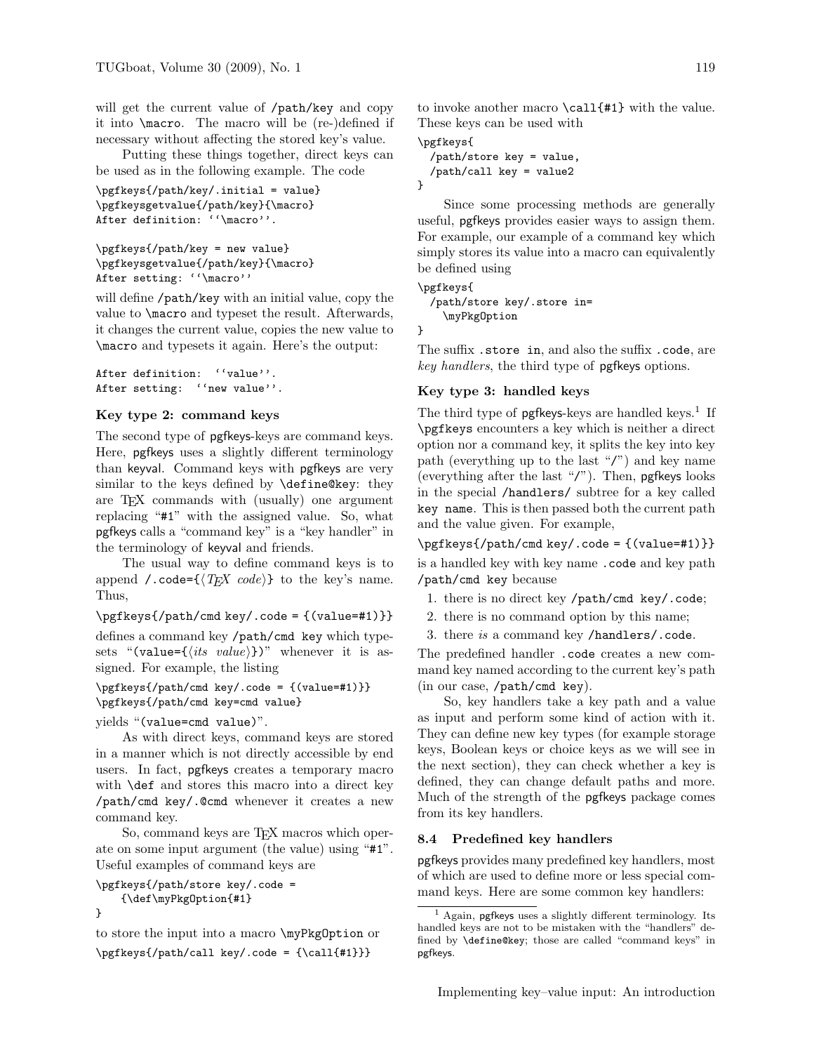will get the current value of /path/key and copy it into \macro. The macro will be (re-)defined if necessary without affecting the stored key's value.

Putting these things together, direct keys can be used as in the following example. The code

```
\pgfkeys{/path/key/.initial = value}
\pgfkeysgetvalue{/path/key}{\macro}
After definition: ``\macro''.

\pgfkeys{/path/key = new value}
\pgfkeysgetvalue{/path/key}{\macro}
After setting: ``\macro''
```

will define /path/key with an initial value, copy the value to \macro and typeset the result. Afterwards, it changes the current value, copies the new value to \macro and typesets it again. Here's the output:

```
After definition:  ``value''.
After setting:  ``new value''.
```

### Key type 2: command keys

The second type of pgfkeys-keys are command keys. Here, pgfkeys uses a slightly different terminology than keyval. Command keys with pgfkeys are very similar to the keys defined by \define@key: they are TEX commands with (usually) one argument replacing "#1" with the assigned value. So, what pgfkeys calls a "command key" is a "key handler" in the terminology of keyval and friends.

The usual way to define command keys is to append /.code={⟨*TEX code*⟩} to the key's name. Thus,

```
\pgfkeys{/path/cmd key/.code = {(value=#1)}}
```

defines a command key /path/cmd key which typesets "(value={⟨*its value*⟩})" whenever it is assigned. For example, the listing

```
\pgfkeys{/path/cmd key/.code = {(value=#1)}}
\pgfkeys{/path/cmd key=cmd value}
```

yields "(value=cmd value)".

As with direct keys, command keys are stored in a manner which is not directly accessible by end users. In fact, pgfkeys creates a temporary macro with \def and stores this macro into a direct key /path/cmd key/.@cmd whenever it creates a new command key.

So, command keys are TEX macros which operate on some input argument (the value) using "#1". Useful examples of command keys are

```
\pgfkeys{/path/store key/.code =
    {\def\myPkgOption{#1}
}
```

to store the input into a macro \myPkgOption or

```
\pgfkeys{/path/call key/.code = {\call{#1}}}
```

to invoke another macro \call{#1} with the value. These keys can be used with

```
\pgfkeys{
  /path/store key = value,
  /path/call key = value2
}
```

Since some processing methods are generally useful, pgfkeys provides easier ways to assign them. For example, our example of a command key which simply stores its value into a macro can equivalently be defined using

```
\pgfkeys{
  /path/store key/.store in=
    \myPkgOption
}
```

The suffix .store in, and also the suffix .code, are *key handlers*, the third type of pgfkeys options.

### Key type 3: handled keys

The third type of pgfkeys-keys are handled keys.[1] If \pgfkeys encounters a key which is neither a direct option nor a command key, it splits the key into key path (everything up to the last "/") and key name (everything after the last "/"). Then, pgfkeys looks in the special /handlers/ subtree for a key called key name. This is then passed both the current path and the value given. For example,

```
\pgfkeys{/path/cmd key/.code = {(value=#1)}}
```

is a handled key with key name .code and key path /path/cmd key because

1. there is no direct key /path/cmd key/.code;
2. there is no command option by this name;
3. there *is* a command key /handlers/.code.

The predefined handler .code creates a new command key named according to the current key's path (in our case, /path/cmd key).

So, key handlers take a key path and a value as input and perform some kind of action with it. They can define new key types (for example storage keys, Boolean keys or choice keys as we will see in the next section), they can check whether a key is defined, they can change default paths and more. Much of the strength of the pgfkeys package comes from its key handlers.

## 8.4 Predefined key handlers

pgfkeys provides many predefined key handlers, most of which are used to define more or less special command keys. Here are some common key handlers:

[1] Again, pgfkeys uses a slightly different terminology. Its handled keys are not to be mistaken with the "handlers" defined by \define@key; those are called "command keys" in pgfkeys.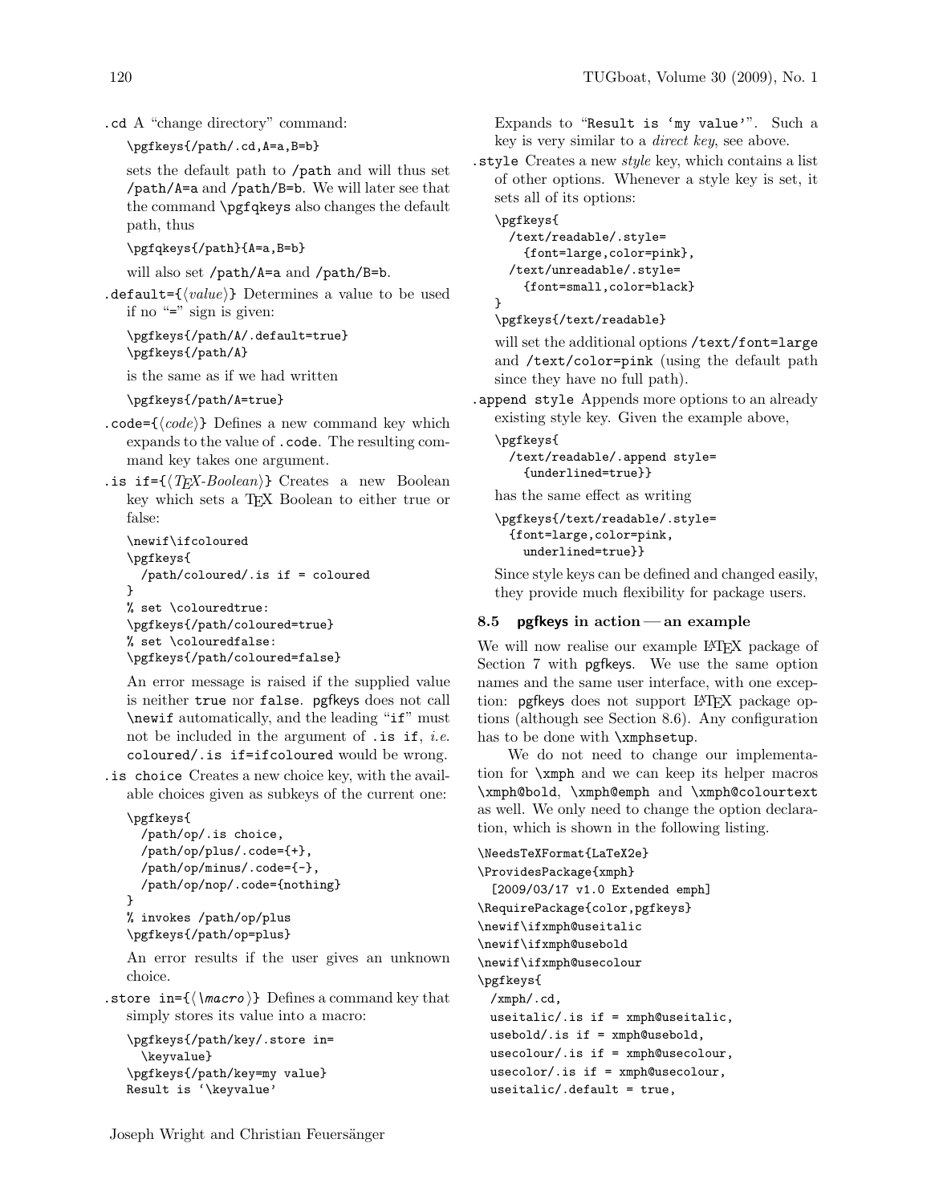`.cd` A "change directory" command:

```
\pgfkeys{/path/.cd,A=a,B=b}
```

sets the default path to `/path` and will thus set `/path/A=a` and `/path/B=b`. We will later see that the command `\pgfqkeys` also changes the default path, thus

```
\pgfqkeys{/path}{A=a,B=b}
```

will also set `/path/A=a` and `/path/B=b`.

`.default={⟨value⟩}` Determines a value to be used if no "`=`" sign is given:

```
\pgfkeys{/path/A/.default=true}
\pgfkeys{/path/A}
```

is the same as if we had written

```
\pgfkeys{/path/A=true}
```

`.code={⟨code⟩}` Defines a new command key which expands to the value of `.code`. The resulting command key takes one argument.

`.is if={⟨TeX-Boolean⟩}` Creates a new Boolean key which sets a TeX Boolean to either true or false:

```
\newif\ifcoloured
\pgfkeys{
  /path/coloured/.is if = coloured
}
% set \colouredtrue:
\pgfkeys{/path/coloured=true}
% set \colouredfalse:
\pgfkeys{/path/coloured=false}
```

An error message is raised if the supplied value is neither `true` nor `false`. pgfkeys does not call `\newif` automatically, and the leading "`if`" must not be included in the argument of `.is if`, *i.e.* `coloured/.is if=ifcoloured` would be wrong.

`.is choice` Creates a new choice key, with the available choices given as subkeys of the current one:

```
\pgfkeys{
  /path/op/.is choice,
  /path/op/plus/.code={+},
  /path/op/minus/.code={-},
  /path/op/nop/.code={nothing}
}
% invokes /path/op/plus
\pgfkeys{/path/op=plus}
```

An error results if the user gives an unknown choice.

`.store in={⟨\macro⟩}` Defines a command key that simply stores its value into a macro:

```
\pgfkeys{/path/key/.store in=
  \keyvalue}
\pgfkeys{/path/key=my value}
Result is '\keyvalue'
```

Expands to "`Result is 'my value'`". Such a key is very similar to a *direct key*, see above.

`.style` Creates a new *style* key, which contains a list of other options. Whenever a style key is set, it sets all of its options:

```
\pgfkeys{
  /text/readable/.style=
    {font=large,color=pink},
  /text/unreadable/.style=
    {font=small,color=black}
}
\pgfkeys{/text/readable}
```

will set the additional options `/text/font=large` and `/text/color=pink` (using the default path since they have no full path).

`.append style` Appends more options to an already existing style key. Given the example above,

```
\pgfkeys{
  /text/readable/.append style=
    {underlined=true}}
```

has the same effect as writing

```
\pgfkeys{/text/readable/.style=
  {font=large,color=pink,
    underlined=true}}
```

Since style keys can be defined and changed easily, they provide much flexibility for package users.

### 8.5 pgfkeys in action — an example

We will now realise our example LaTeX package of Section 7 with pgfkeys. We use the same option names and the same user interface, with one exception: pgfkeys does not support LaTeX package options (although see Section 8.6). Any configuration has to be done with `\xmphsetup`.

We do not need to change our implementation for `\xmph` and we can keep its helper macros `\xmph@bold`, `\xmph@emph` and `\xmph@colourtext` as well. We only need to change the option declaration, which is shown in the following listing.

```
\NeedsTeXFormat{LaTeX2e}
\ProvidesPackage{xmph}
  [2009/03/17 v1.0 Extended emph]
\RequirePackage{color,pgfkeys}
\newif\ifxmph@useitalic
\newif\ifxmph@usebold
\newif\ifxmph@usecolour
\pgfkeys{
  /xmph/.cd,
  useitalic/.is if = xmph@useitalic,
  usebold/.is if = xmph@usebold,
  usecolour/.is if = xmph@usecolour,
  usecolor/.is if = xmph@usecolour,
  useitalic/.default = true,
```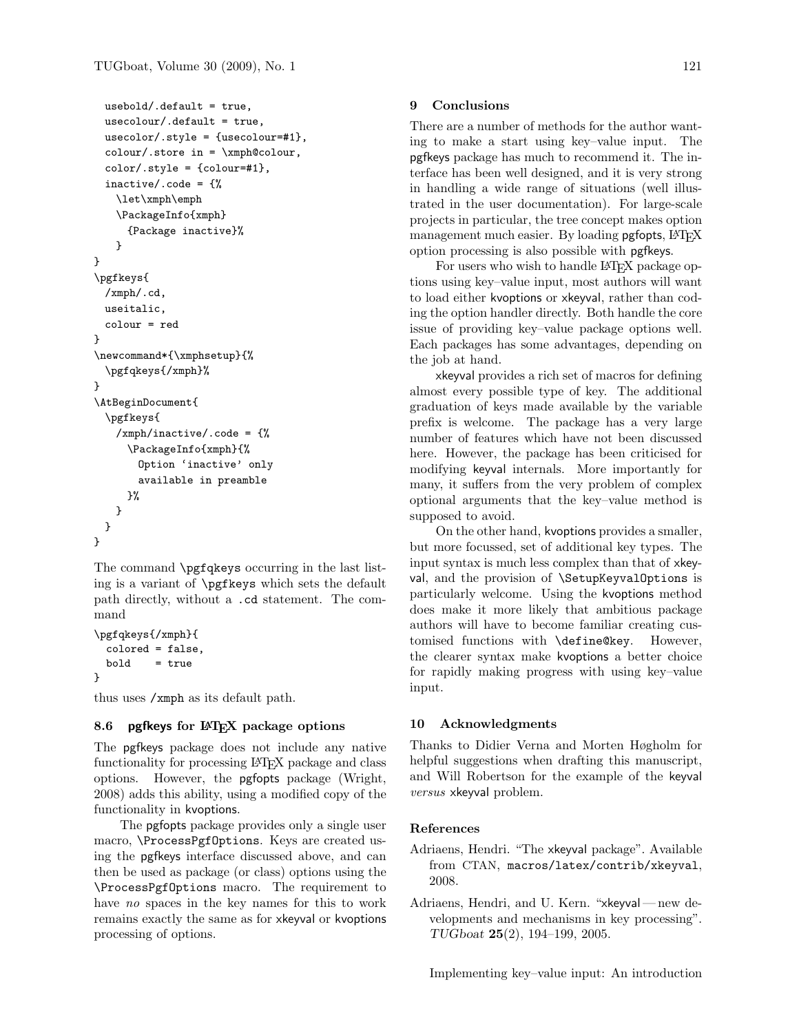```
  usebold/.default = true,
  usecolour/.default = true,
  usecolor/.style = {usecolour=#1},
  colour/.store in = \xmph@colour,
  color/.style = {colour=#1},
  inactive/.code = {%
    \let\xmph\emph
    \PackageInfo{xmph}
      {Package inactive}%
    }
}
\pgfkeys{
  /xmph/.cd,
  useitalic,
  colour = red
}
\newcommand*{\xmphsetup}{%
  \pgfqkeys{/xmph}%
}
\AtBeginDocument{
  \pgfkeys{
    /xmph/inactive/.code = {%
      \PackageInfo{xmph}{%
        Option 'inactive' only
        available in preamble
      }%
    }
  }
}
```

The command `\pgfqkeys` occurring in the last listing is a variant of `\pgfkeys` which sets the default path directly, without a `.cd` statement. The command

```
\pgfqkeys{/xmph}{
  colored = false,
  bold    = true
}
```

thus uses `/xmph` as its default path.

### 8.6 pgfkeys for LaTeX package options

The pgfkeys package does not include any native functionality for processing LaTeX package and class options. However, the pgfopts package (Wright, 2008) adds this ability, using a modified copy of the functionality in kvoptions.

The pgfopts package provides only a single user macro, `\ProcessPgfOptions`. Keys are created using the pgfkeys interface discussed above, and can then be used as package (or class) options using the `\ProcessPgfOptions` macro. The requirement to have *no* spaces in the key names for this to work remains exactly the same as for xkeyval or kvoptions processing of options.

## 9 Conclusions

There are a number of methods for the author wanting to make a start using key–value input. The pgfkeys package has much to recommend it. The interface has been well designed, and it is very strong in handling a wide range of situations (well illustrated in the user documentation). For large-scale projects in particular, the tree concept makes option management much easier. By loading pgfopts, LaTeX option processing is also possible with pgfkeys.

For users who wish to handle LaTeX package options using key–value input, most authors will want to load either kvoptions or xkeyval, rather than coding the option handler directly. Both handle the core issue of providing key–value package options well. Each packages has some advantages, depending on the job at hand.

xkeyval provides a rich set of macros for defining almost every possible type of key. The additional graduation of keys made available by the variable prefix is welcome. The package has a very large number of features which have not been discussed here. However, the package has been criticised for modifying keyval internals. More importantly for many, it suffers from the very problem of complex optional arguments that the key–value method is supposed to avoid.

On the other hand, kvoptions provides a smaller, but more focussed, set of additional key types. The input syntax is much less complex than that of xkeyval, and the provision of `\SetupKeyvalOptions` is particularly welcome. Using the kvoptions method does make it more likely that ambitious package authors will have to become familiar creating customised functions with `\define@key`. However, the clearer syntax make kvoptions a better choice for rapidly making progress with using key–value input.

## 10 Acknowledgments

Thanks to Didier Verna and Morten Høgholm for helpful suggestions when drafting this manuscript, and Will Robertson for the example of the keyval *versus* xkeyval problem.

### References

Adriaens, Hendri. "The xkeyval package". Available from CTAN, `macros/latex/contrib/xkeyval`, 2008.

Adriaens, Hendri, and U. Kern. "xkeyval — new developments and mechanisms in key processing". *TUGboat* **25**(2), 194–199, 2005.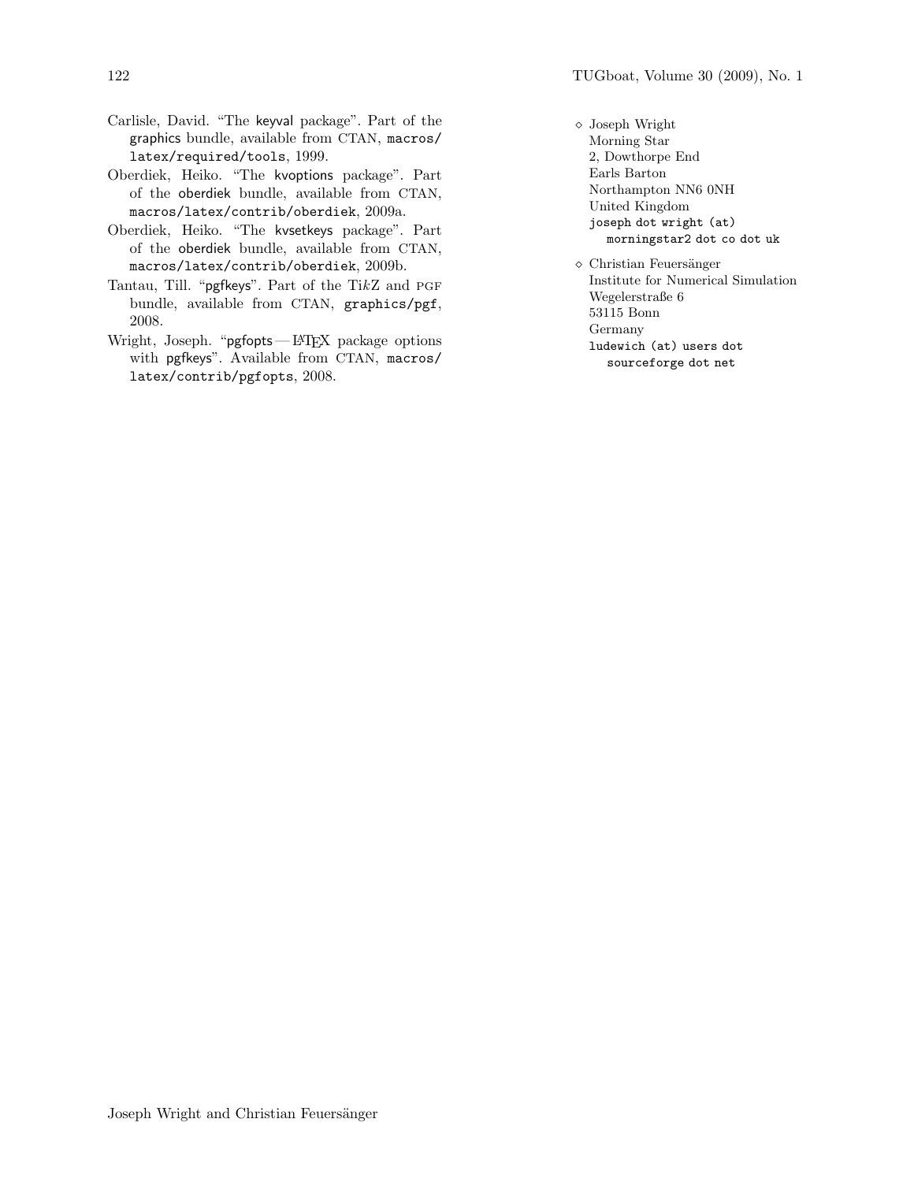Carlisle, David. "The keyval package". Part of the graphics bundle, available from CTAN, macros/latex/required/tools, 1999.

Oberdiek, Heiko. "The kvoptions package". Part of the oberdiek bundle, available from CTAN, macros/latex/contrib/oberdiek, 2009a.

Oberdiek, Heiko. "The kvsetkeys package". Part of the oberdiek bundle, available from CTAN, macros/latex/contrib/oberdiek, 2009b.

Tantau, Till. "pgfkeys". Part of the TikZ and PGF bundle, available from CTAN, graphics/pgf, 2008.

Wright, Joseph. "pgfopts — LaTeX package options with pgfkeys". Available from CTAN, macros/latex/contrib/pgfopts, 2008.

◇ Joseph Wright
Morning Star
2, Dowthorpe End
Earls Barton
Northampton NN6 0NH
United Kingdom
joseph dot wright (at) morningstar2 dot co dot uk

◇ Christian Feuersänger
Institute for Numerical Simulation
Wegelerstraße 6
53115 Bonn
Germany
ludewich (at) users dot sourceforge dot net